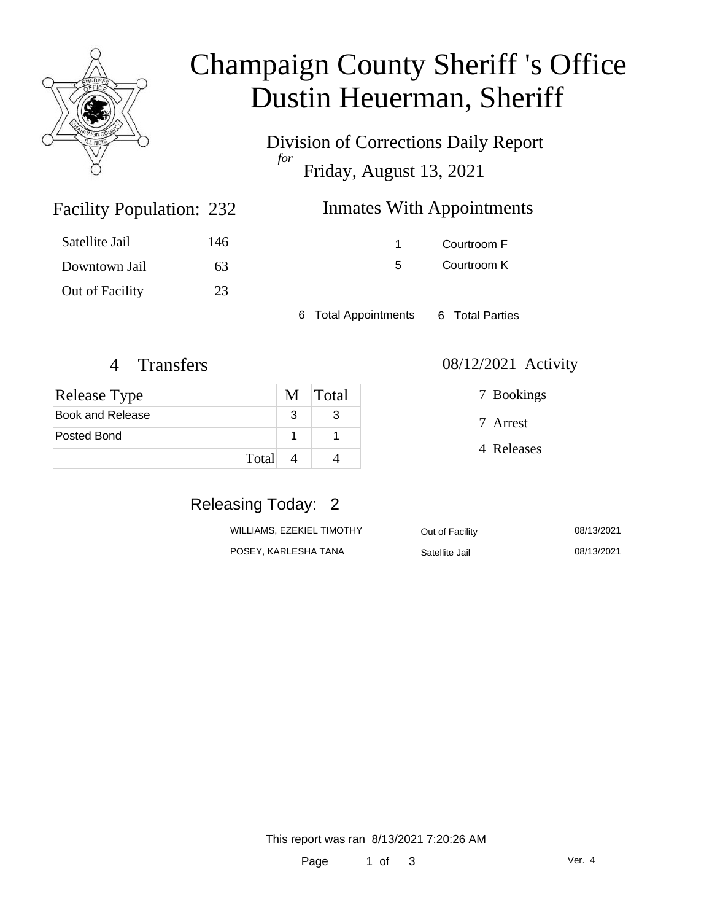# Champaign County Sheriff 's Office
# Dustin Heuerman, Sheriff

## Division of Corrections Daily Report
*for*
## Friday, August 13, 2021

### Facility Population: 232

| | |
|---|---|
| Satellite Jail | 146 |
| Downtown Jail | 63 |
| Out of Facility | 23 |

### Inmates With Appointments

| | |
|---|---|
| 1 | Courtroom F |
| 5 | Courtroom K |

6 Total Appointments 6 Total Parties

### 4 Transfers

| Release Type | M | Total |
|---|---|---|
| Book and Release | 3 | 3 |
| Posted Bond | 1 | 1 |
| Total | 4 | 4 |

### 08/12/2021 Activity

7 Bookings

7 Arrest

4 Releases

### Releasing Today: 2

| | | |
|---|---|---|
| WILLIAMS, EZEKIEL TIMOTHY | Out of Facility | 08/13/2021 |
| POSEY, KARLESHA TANA | Satellite Jail | 08/13/2021 |

This report was ran 8/13/2021 7:20:26 AM

Ver. 4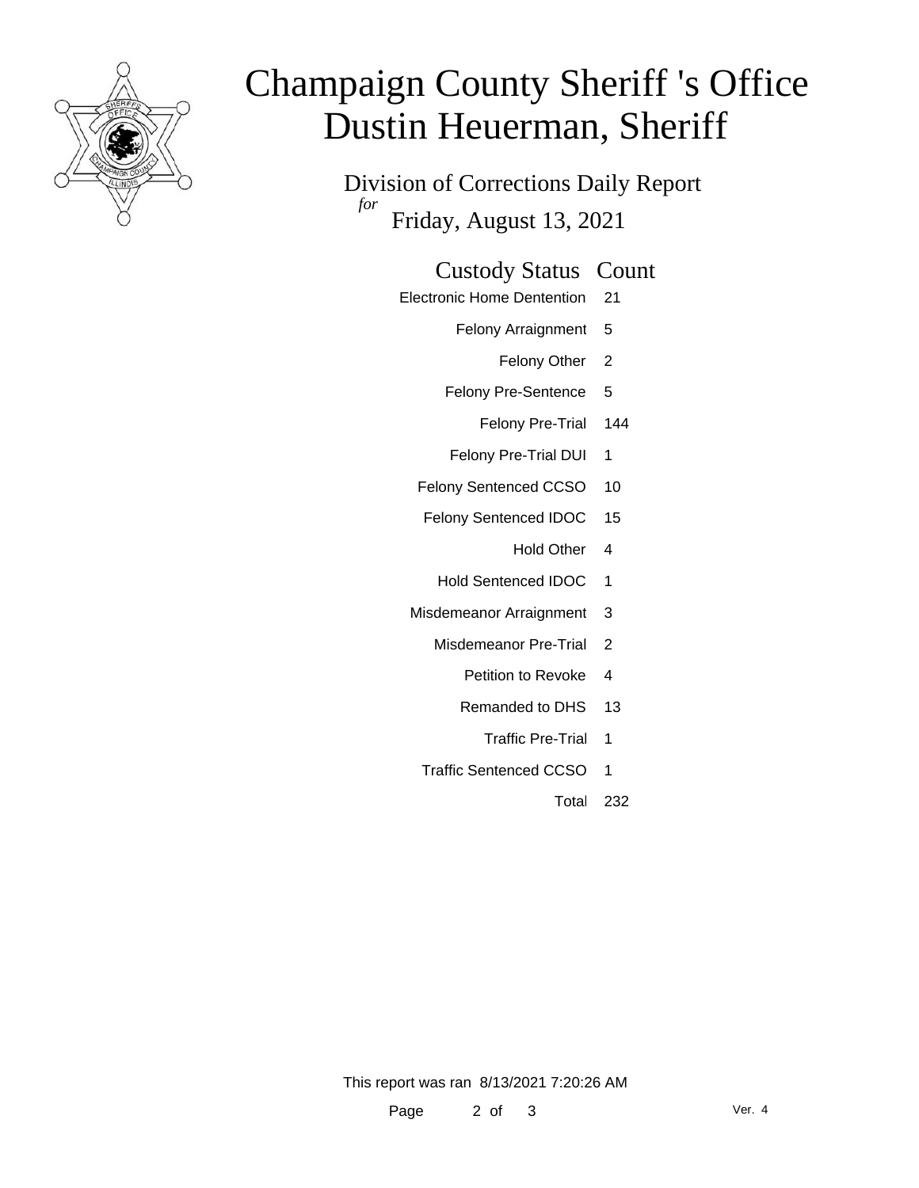# Champaign County Sheriff 's Office
# Dustin Heuerman, Sheriff

## Division of Corrections Daily Report

*for*

## Friday, August 13, 2021

| Custody Status | Count |
| --- | --- |
| Electronic Home Dentention | 21 |
| Felony Arraignment | 5 |
| Felony Other | 2 |
| Felony Pre-Sentence | 5 |
| Felony Pre-Trial | 144 |
| Felony Pre-Trial DUI | 1 |
| Felony Sentenced CCSO | 10 |
| Felony Sentenced IDOC | 15 |
| Hold Other | 4 |
| Hold Sentenced IDOC | 1 |
| Misdemeanor Arraignment | 3 |
| Misdemeanor Pre-Trial | 2 |
| Petition to Revoke | 4 |
| Remanded to DHS | 13 |
| Traffic Pre-Trial | 1 |
| Traffic Sentenced CCSO | 1 |
| Total | 232 |

This report was ran 8/13/2021 7:20:26 AM

Ver. 4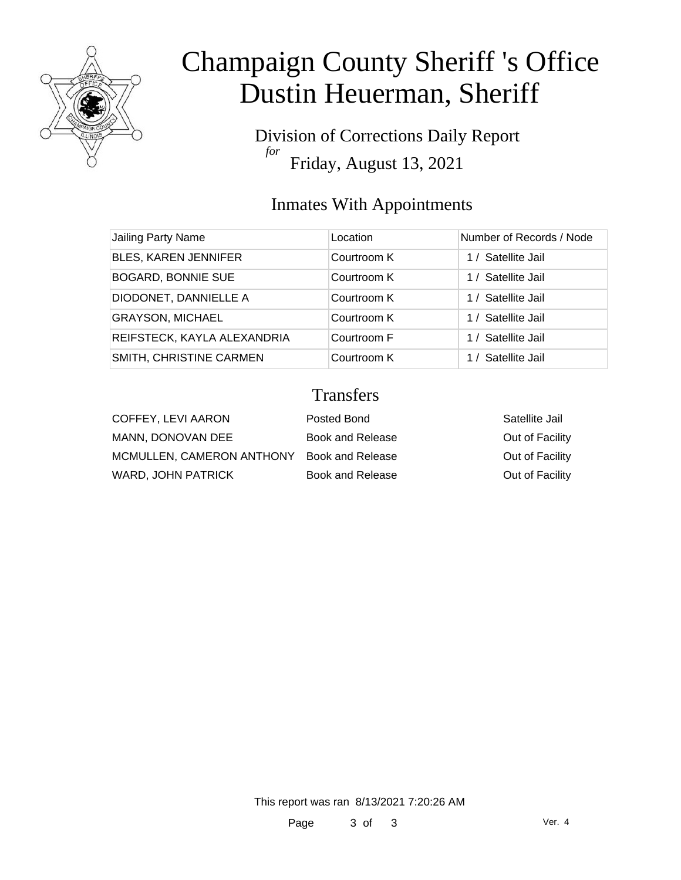# Champaign County Sheriff 's Office
# Dustin Heuerman, Sheriff

Division of Corrections Daily Report
*for*
Friday, August 13, 2021

## Inmates With Appointments

| Jailing Party Name | Location | Number of Records / Node |
|---|---|---|
| BLES, KAREN JENNIFER | Courtroom K | 1 / Satellite Jail |
| BOGARD, BONNIE SUE | Courtroom K | 1 / Satellite Jail |
| DIODONET, DANNIELLE A | Courtroom K | 1 / Satellite Jail |
| GRAYSON, MICHAEL | Courtroom K | 1 / Satellite Jail |
| REIFSTECK, KAYLA ALEXANDRIA | Courtroom F | 1 / Satellite Jail |
| SMITH, CHRISTINE CARMEN | Courtroom K | 1 / Satellite Jail |

## Transfers

| | | |
|---|---|---|
| COFFEY, LEVI AARON | Posted Bond | Satellite Jail |
| MANN, DONOVAN DEE | Book and Release | Out of Facility |
| MCMULLEN, CAMERON ANTHONY | Book and Release | Out of Facility |
| WARD, JOHN PATRICK | Book and Release | Out of Facility |

This report was ran 8/13/2021 7:20:26 AM

Ver. 4